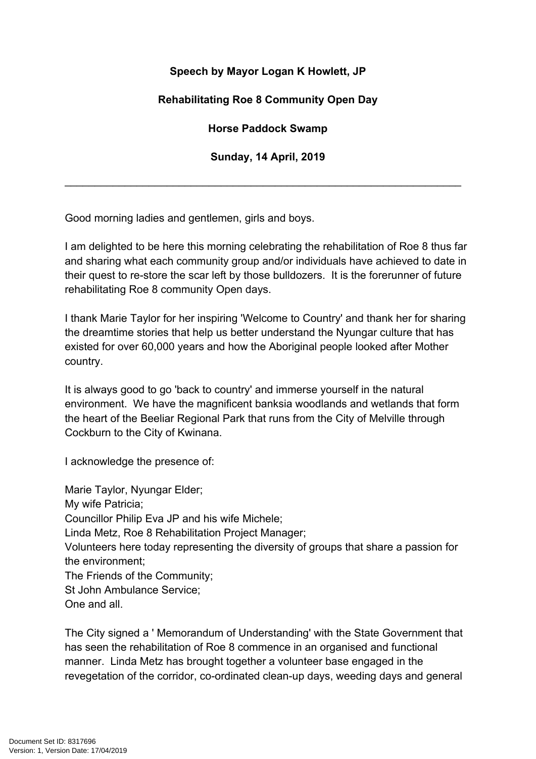**Speech by Mayor Logan K Howlett, JP**

**Rehabilitating Roe 8 Community Open Day**

**Horse Paddock Swamp**

**Sunday, 14 April, 2019**

---

Good morning ladies and gentlemen, girls and boys.

I am delighted to be here this morning celebrating the rehabilitation of Roe 8 thus far and sharing what each community group and/or individuals have achieved to date in their quest to re-store the scar left by those bulldozers. It is the forerunner of future rehabilitating Roe 8 community Open days.

I thank Marie Taylor for her inspiring 'Welcome to Country' and thank her for sharing the dreamtime stories that help us better understand the Nyungar culture that has existed for over 60,000 years and how the Aboriginal people looked after Mother country.

It is always good to go 'back to country' and immerse yourself in the natural environment. We have the magnificent banksia woodlands and wetlands that form the heart of the Beeliar Regional Park that runs from the City of Melville through Cockburn to the City of Kwinana.

I acknowledge the presence of:

Marie Taylor, Nyungar Elder;
My wife Patricia;
Councillor Philip Eva JP and his wife Michele;
Linda Metz, Roe 8 Rehabilitation Project Manager;
Volunteers here today representing the diversity of groups that share a passion for the environment;
The Friends of the Community;
St John Ambulance Service;
One and all.

The City signed a ' Memorandum of Understanding' with the State Government that has seen the rehabilitation of Roe 8 commence in an organised and functional manner. Linda Metz has brought together a volunteer base engaged in the revegetation of the corridor, co-ordinated clean-up days, weeding days and general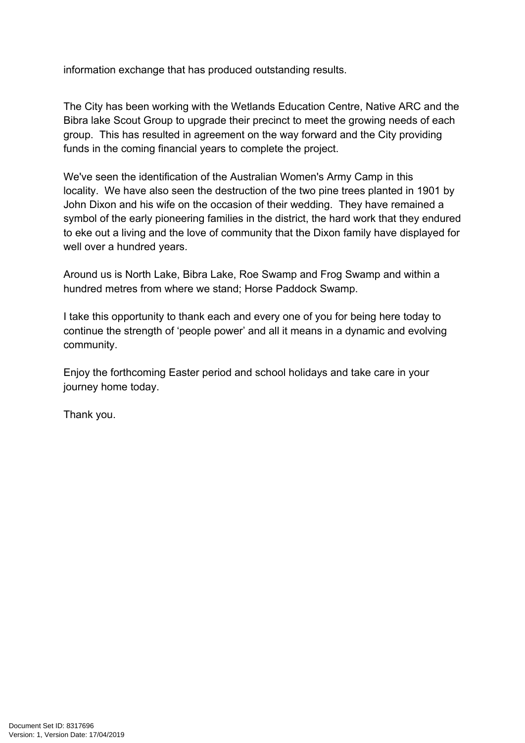information exchange that has produced outstanding results.

The City has been working with the Wetlands Education Centre, Native ARC and the Bibra lake Scout Group to upgrade their precinct to meet the growing needs of each group. This has resulted in agreement on the way forward and the City providing funds in the coming financial years to complete the project.

We've seen the identification of the Australian Women's Army Camp in this locality. We have also seen the destruction of the two pine trees planted in 1901 by John Dixon and his wife on the occasion of their wedding. They have remained a symbol of the early pioneering families in the district, the hard work that they endured to eke out a living and the love of community that the Dixon family have displayed for well over a hundred years.

Around us is North Lake, Bibra Lake, Roe Swamp and Frog Swamp and within a hundred metres from where we stand; Horse Paddock Swamp.

I take this opportunity to thank each and every one of you for being here today to continue the strength of 'people power' and all it means in a dynamic and evolving community.

Enjoy the forthcoming Easter period and school holidays and take care in your journey home today.

Thank you.